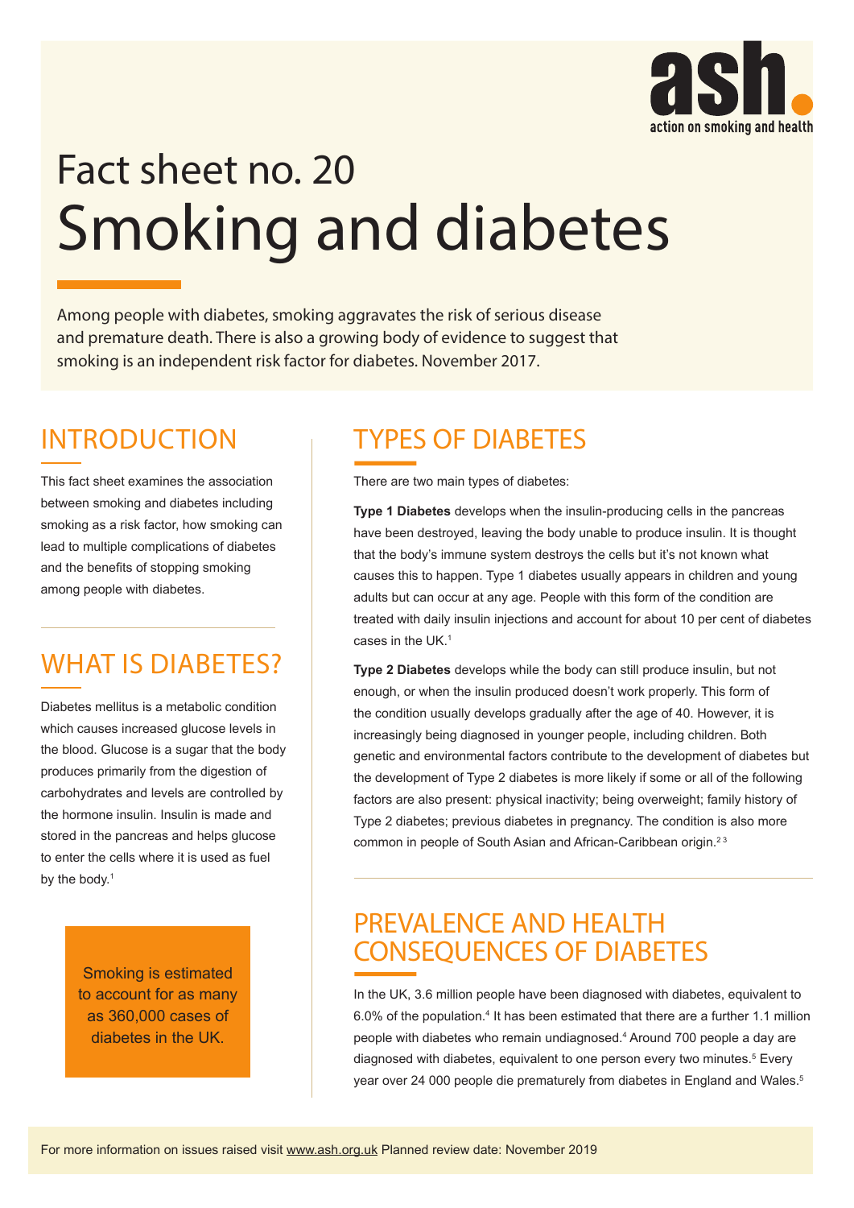ash. action on smoking and health

# Fact sheet no. 20
# Smoking and diabetes

Among people with diabetes, smoking aggravates the risk of serious disease and premature death. There is also a growing body of evidence to suggest that smoking is an independent risk factor for diabetes. November 2017.

## INTRODUCTION

This fact sheet examines the association between smoking and diabetes including smoking as a risk factor, how smoking can lead to multiple complications of diabetes and the benefits of stopping smoking among people with diabetes.

## WHAT IS DIABETES?

Diabetes mellitus is a metabolic condition which causes increased glucose levels in the blood. Glucose is a sugar that the body produces primarily from the digestion of carbohydrates and levels are controlled by the hormone insulin. Insulin is made and stored in the pancreas and helps glucose to enter the cells where it is used as fuel by the body.[1]

> Smoking is estimated to account for as many as 360,000 cases of diabetes in the UK.

## TYPES OF DIABETES

There are two main types of diabetes:

**Type 1 Diabetes** develops when the insulin-producing cells in the pancreas have been destroyed, leaving the body unable to produce insulin. It is thought that the body's immune system destroys the cells but it's not known what causes this to happen. Type 1 diabetes usually appears in children and young adults but can occur at any age. People with this form of the condition are treated with daily insulin injections and account for about 10 per cent of diabetes cases in the UK.[1]

**Type 2 Diabetes** develops while the body can still produce insulin, but not enough, or when the insulin produced doesn't work properly. This form of the condition usually develops gradually after the age of 40. However, it is increasingly being diagnosed in younger people, including children. Both genetic and environmental factors contribute to the development of diabetes but the development of Type 2 diabetes is more likely if some or all of the following factors are also present: physical inactivity; being overweight; family history of Type 2 diabetes; previous diabetes in pregnancy. The condition is also more common in people of South Asian and African-Caribbean origin.[2,3]

## PREVALENCE AND HEALTH CONSEQUENCES OF DIABETES

In the UK, 3.6 million people have been diagnosed with diabetes, equivalent to 6.0% of the population.[4] It has been estimated that there are a further 1.1 million people with diabetes who remain undiagnosed.[4] Around 700 people a day are diagnosed with diabetes, equivalent to one person every two minutes.[5] Every year over 24 000 people die prematurely from diabetes in England and Wales.[5]

For more information on issues raised visit www.ash.org.uk Planned review date: November 2019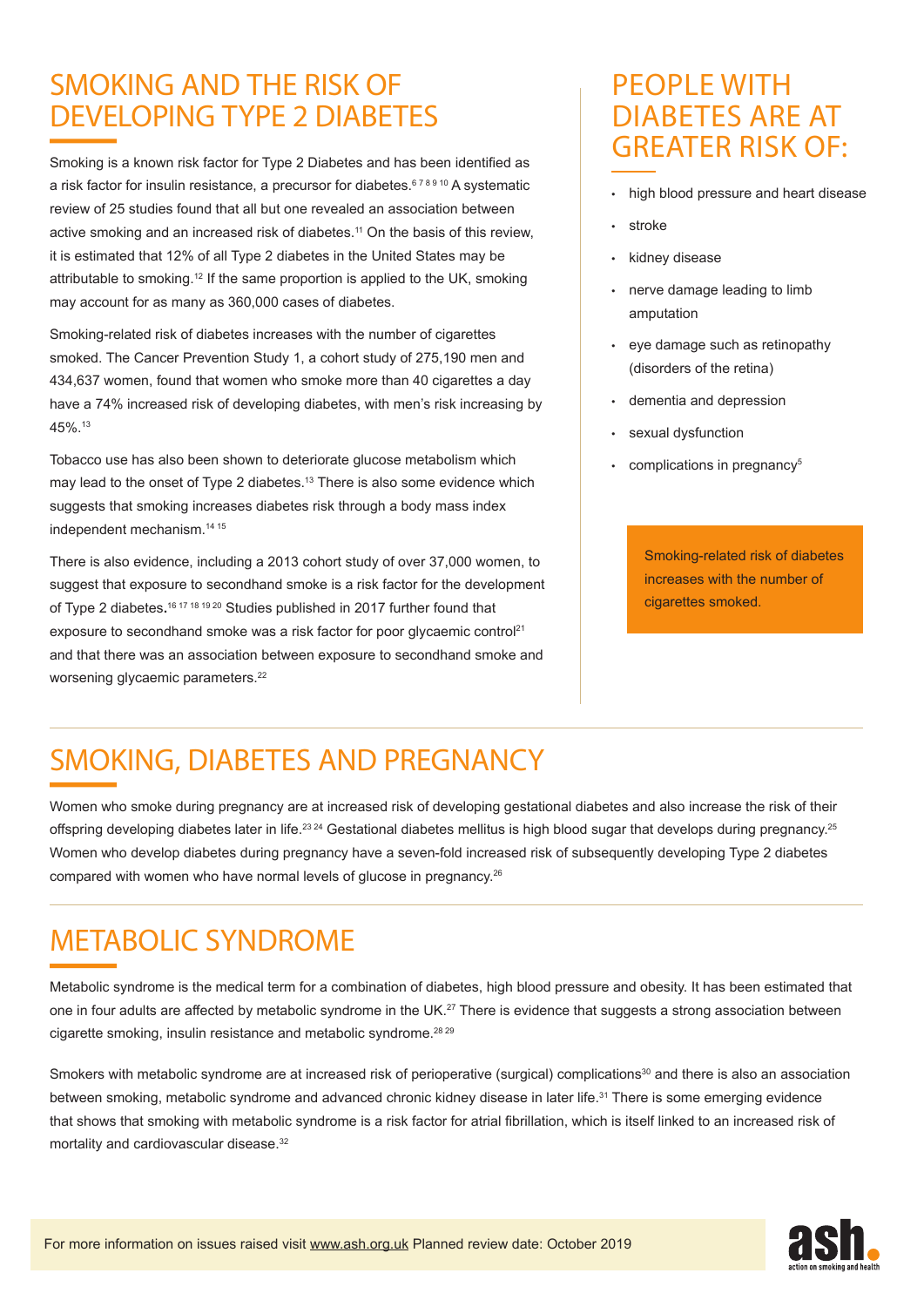## SMOKING AND THE RISK OF DEVELOPING TYPE 2 DIABETES

Smoking is a known risk factor for Type 2 Diabetes and has been identified as a risk factor for insulin resistance, a precursor for diabetes.[6 7 8 9 10] A systematic review of 25 studies found that all but one revealed an association between active smoking and an increased risk of diabetes.[11] On the basis of this review, it is estimated that 12% of all Type 2 diabetes in the United States may be attributable to smoking.[12] If the same proportion is applied to the UK, smoking may account for as many as 360,000 cases of diabetes.

Smoking-related risk of diabetes increases with the number of cigarettes smoked. The Cancer Prevention Study 1, a cohort study of 275,190 men and 434,637 women, found that women who smoke more than 40 cigarettes a day have a 74% increased risk of developing diabetes, with men's risk increasing by 45%.[13]

Tobacco use has also been shown to deteriorate glucose metabolism which may lead to the onset of Type 2 diabetes.[13] There is also some evidence which suggests that smoking increases diabetes risk through a body mass index independent mechanism.[14 15]

There is also evidence, including a 2013 cohort study of over 37,000 women, to suggest that exposure to secondhand smoke is a risk factor for the development of Type 2 diabetes**.**[16 17 18 19 20] Studies published in 2017 further found that exposure to secondhand smoke was a risk factor for poor glycaemic control[21] and that there was an association between exposure to secondhand smoke and worsening glycaemic parameters.[22]

## PEOPLE WITH DIABETES ARE AT GREATER RISK OF:

- high blood pressure and heart disease
- stroke
- kidney disease
- nerve damage leading to limb amputation
- eye damage such as retinopathy (disorders of the retina)
- dementia and depression
- sexual dysfunction
- complications in pregnancy[5]

> Smoking-related risk of diabetes increases with the number of cigarettes smoked.

## SMOKING, DIABETES AND PREGNANCY

Women who smoke during pregnancy are at increased risk of developing gestational diabetes and also increase the risk of their offspring developing diabetes later in life.[23 24] Gestational diabetes mellitus is high blood sugar that develops during pregnancy.[25] Women who develop diabetes during pregnancy have a seven-fold increased risk of subsequently developing Type 2 diabetes compared with women who have normal levels of glucose in pregnancy.[26]

## METABOLIC SYNDROME

Metabolic syndrome is the medical term for a combination of diabetes, high blood pressure and obesity. It has been estimated that one in four adults are affected by metabolic syndrome in the UK.[27] There is evidence that suggests a strong association between cigarette smoking, insulin resistance and metabolic syndrome.[28 29]

Smokers with metabolic syndrome are at increased risk of perioperative (surgical) complications[30] and there is also an association between smoking, metabolic syndrome and advanced chronic kidney disease in later life.[31] There is some emerging evidence that shows that smoking with metabolic syndrome is a risk factor for atrial fibrillation, which is itself linked to an increased risk of mortality and cardiovascular disease.[32]

For more information on issues raised visit www.ash.org.uk Planned review date: October 2019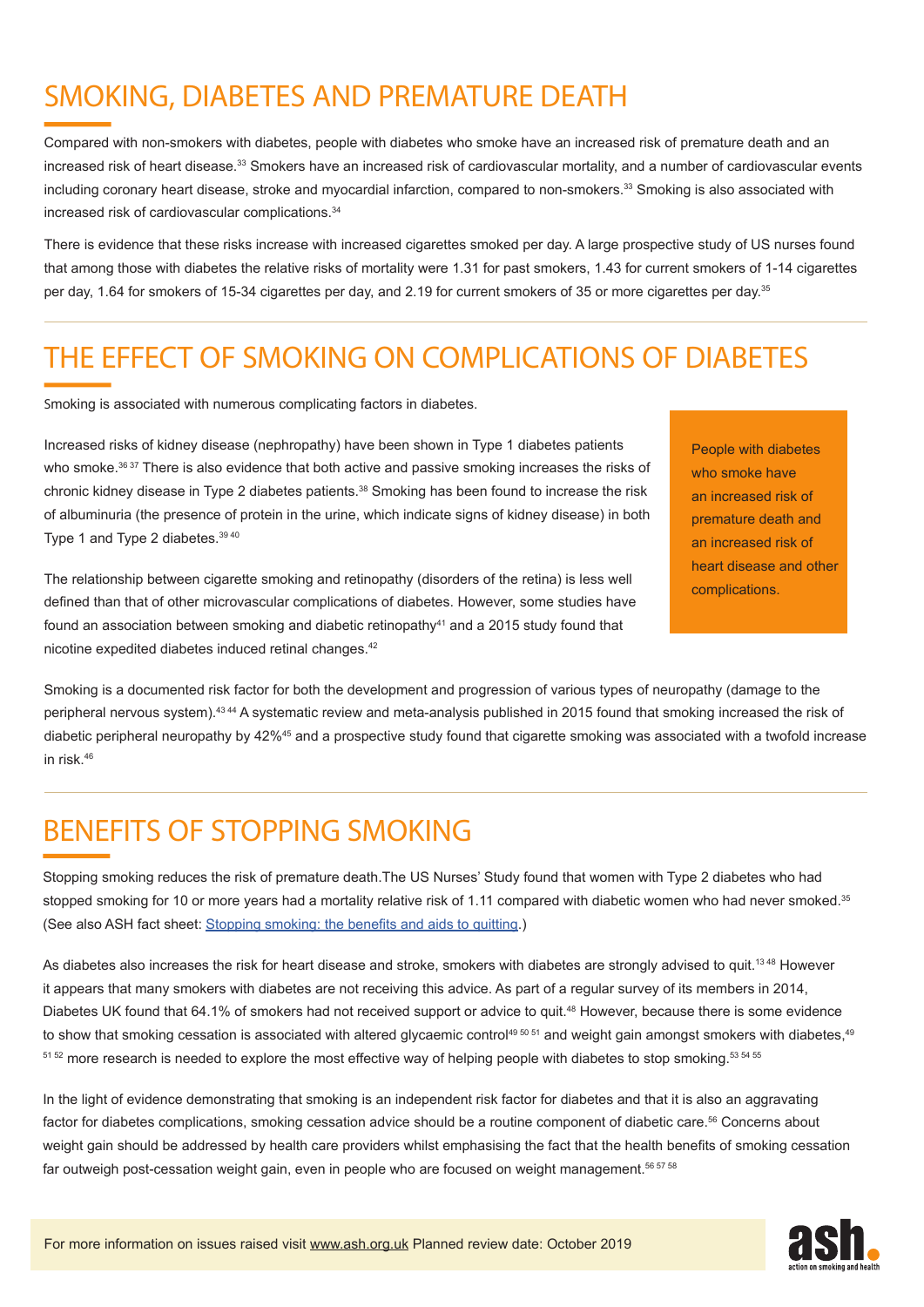## SMOKING, DIABETES AND PREMATURE DEATH

Compared with non-smokers with diabetes, people with diabetes who smoke have an increased risk of premature death and an increased risk of heart disease.[33] Smokers have an increased risk of cardiovascular mortality, and a number of cardiovascular events including coronary heart disease, stroke and myocardial infarction, compared to non-smokers.[33] Smoking is also associated with increased risk of cardiovascular complications.[34]

There is evidence that these risks increase with increased cigarettes smoked per day. A large prospective study of US nurses found that among those with diabetes the relative risks of mortality were 1.31 for past smokers, 1.43 for current smokers of 1-14 cigarettes per day, 1.64 for smokers of 15-34 cigarettes per day, and 2.19 for current smokers of 35 or more cigarettes per day.[35]

## THE EFFECT OF SMOKING ON COMPLICATIONS OF DIABETES

Smoking is associated with numerous complicating factors in diabetes.

Increased risks of kidney disease (nephropathy) have been shown in Type 1 diabetes patients who smoke.[36,37] There is also evidence that both active and passive smoking increases the risks of chronic kidney disease in Type 2 diabetes patients.[38] Smoking has been found to increase the risk of albuminuria (the presence of protein in the urine, which indicate signs of kidney disease) in both Type 1 and Type 2 diabetes.[39,40]

The relationship between cigarette smoking and retinopathy (disorders of the retina) is less well defined than that of other microvascular complications of diabetes. However, some studies have found an association between smoking and diabetic retinopathy[41] and a 2015 study found that nicotine expedited diabetes induced retinal changes.[42]

> People with diabetes who smoke have an increased risk of premature death and an increased risk of heart disease and other complications.

Smoking is a documented risk factor for both the development and progression of various types of neuropathy (damage to the peripheral nervous system).[43,44] A systematic review and meta-analysis published in 2015 found that smoking increased the risk of diabetic peripheral neuropathy by 42%[45] and a prospective study found that cigarette smoking was associated with a twofold increase in risk.[46]

## BENEFITS OF STOPPING SMOKING

Stopping smoking reduces the risk of premature death.The US Nurses' Study found that women with Type 2 diabetes who had stopped smoking for 10 or more years had a mortality relative risk of 1.11 compared with diabetic women who had never smoked.[35] (See also ASH fact sheet: [Stopping smoking: the benefits and aids to quitting](#).)

As diabetes also increases the risk for heart disease and stroke, smokers with diabetes are strongly advised to quit.[13,48] However it appears that many smokers with diabetes are not receiving this advice. As part of a regular survey of its members in 2014, Diabetes UK found that 64.1% of smokers had not received support or advice to quit.[48] However, because there is some evidence to show that smoking cessation is associated with altered glycaemic control[49,50,51] and weight gain amongst smokers with diabetes,[49,51,52] more research is needed to explore the most effective way of helping people with diabetes to stop smoking.[53,54,55]

In the light of evidence demonstrating that smoking is an independent risk factor for diabetes and that it is also an aggravating factor for diabetes complications, smoking cessation advice should be a routine component of diabetic care.[56] Concerns about weight gain should be addressed by health care providers whilst emphasising the fact that the health benefits of smoking cessation far outweigh post-cessation weight gain, even in people who are focused on weight management.[56,57,58]

For more information on issues raised visit www.ash.org.uk Planned review date: October 2019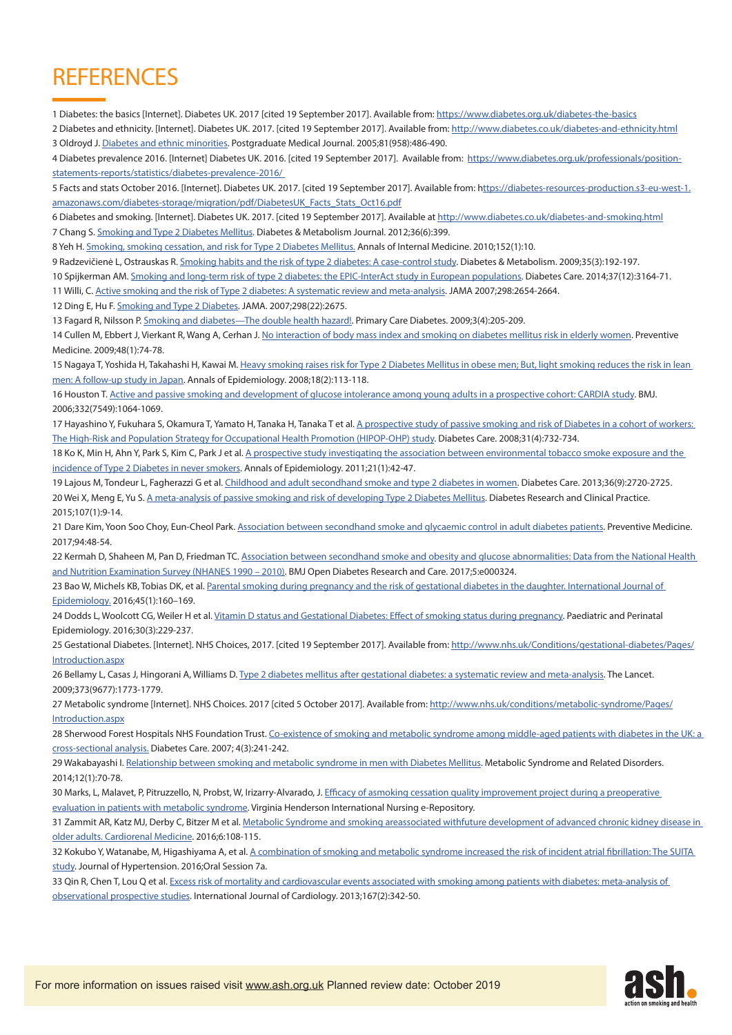# REFERENCES

1 Diabetes: the basics [Internet]. Diabetes UK. 2017 [cited 19 September 2017]. Available from: https://www.diabetes.org.uk/diabetes-the-basics

2 Diabetes and ethnicity. [Internet]. Diabetes UK. 2017. [cited 19 September 2017]. Available from: http://www.diabetes.co.uk/diabetes-and-ethnicity.html

3 Oldroyd J. Diabetes and ethnic minorities. Postgraduate Medical Journal. 2005;81(958):486-490.

4 Diabetes prevalence 2016. [Internet] Diabetes UK. 2016. [cited 19 September 2017]. Available from: https://www.diabetes.org.uk/professionals/position-statements-reports/statistics/diabetes-prevalence-2016/

5 Facts and stats October 2016. [Internet]. Diabetes UK. 2017. [cited 19 September 2017]. Available from: https://diabetes-resources-production.s3-eu-west-1.amazonaws.com/diabetes-storage/migration/pdf/DiabetesUK_Facts_Stats_Oct16.pdf

6 Diabetes and smoking. [Internet]. Diabetes UK. 2017. [cited 19 September 2017]. Available at http://www.diabetes.co.uk/diabetes-and-smoking.html

7 Chang S. Smoking and Type 2 Diabetes Mellitus. Diabetes & Metabolism Journal. 2012;36(6):399.

8 Yeh H. Smoking, smoking cessation, and risk for Type 2 Diabetes Mellitus. Annals of Internal Medicine. 2010;152(1):10.

9 Radzevičienė L, Ostrauskas R. Smoking habits and the risk of type 2 diabetes: A case-control study. Diabetes & Metabolism. 2009;35(3):192-197.

10 Spijkerman AM. Smoking and long-term risk of type 2 diabetes: the EPIC-InterAct study in European populations. Diabetes Care. 2014;37(12):3164-71.

11 Willi, C. Active smoking and the risk of Type 2 diabetes: A systematic review and meta-analysis. JAMA 2007;298:2654-2664.

12 Ding E, Hu F. Smoking and Type 2 Diabetes. JAMA. 2007;298(22):2675.

13 Fagard R, Nilsson P. Smoking and diabetes—The double health hazard!. Primary Care Diabetes. 2009;3(4):205-209.

14 Cullen M, Ebbert J, Vierkant R, Wang A, Cerhan J. No interaction of body mass index and smoking on diabetes mellitus risk in elderly women. Preventive Medicine. 2009;48(1):74-78.

15 Nagaya T, Yoshida H, Takahashi H, Kawai M. Heavy smoking raises risk for Type 2 Diabetes Mellitus in obese men; But, light smoking reduces the risk in lean men: A follow-up study in Japan. Annals of Epidemiology. 2008;18(2):113-118.

16 Houston T. Active and passive smoking and development of glucose intolerance among young adults in a prospective cohort: CARDIA study. BMJ. 2006;332(7549):1064-1069.

17 Hayashino Y, Fukuhara S, Okamura T, Yamato H, Tanaka H, Tanaka T et al. A prospective study of passive smoking and risk of Diabetes in a cohort of workers: The High-Risk and Population Strategy for Occupational Health Promotion (HIPOP-OHP) study. Diabetes Care. 2008;31(4):732-734.

18 Ko K, Min H, Ahn Y, Park S, Kim C, Park J et al. A prospective study investigating the association between environmental tobacco smoke exposure and the incidence of Type 2 Diabetes in never smokers. Annals of Epidemiology. 2011;21(1):42-47.

19 Lajous M, Tondeur L, Fagherazzi G et al. Childhood and adult secondhand smoke and type 2 diabetes in women. Diabetes Care. 2013;36(9):2720-2725.

20 Wei X, Meng E, Yu S. A meta-analysis of passive smoking and risk of developing Type 2 Diabetes Mellitus. Diabetes Research and Clinical Practice. 2015;107(1):9-14.

21 Dare Kim, Yoon Soo Choy, Eun-Cheol Park. Association between secondhand smoke and glycaemic control in adult diabetes patients. Preventive Medicine. 2017;94:48-54.

22 Kermah D, Shaheen M, Pan D, Friedman TC. Association between secondhand smoke and obesity and glucose abnormalities: Data from the National Health and Nutrition Examination Survey (NHANES 1990 – 2010). BMJ Open Diabetes Research and Care. 2017;5:e000324.

23 Bao W, Michels KB, Tobias DK, et al. Parental smoking during pregnancy and the risk of gestational diabetes in the daughter. International Journal of Epidemiology. 2016;45(1):160–169.

24 Dodds L, Woolcott CG, Weiler H et al. Vitamin D status and Gestational Diabetes: Effect of smoking status during pregnancy. Paediatric and Perinatal Epidemiology. 2016;30(3):229-237.

25 Gestational Diabetes. [Internet]. NHS Choices, 2017. [cited 19 September 2017]. Available from: http://www.nhs.uk/Conditions/gestational-diabetes/Pages/Introduction.aspx

26 Bellamy L, Casas J, Hingorani A, Williams D. Type 2 diabetes mellitus after gestational diabetes: a systematic review and meta-analysis. The Lancet. 2009;373(9677):1773-1779.

27 Metabolic syndrome [Internet]. NHS Choices. 2017 [cited 5 October 2017]. Available from: http://www.nhs.uk/conditions/metabolic-syndrome/Pages/Introduction.aspx

28 Sherwood Forest Hospitals NHS Foundation Trust. Co-existence of smoking and metabolic syndrome among middle-aged patients with diabetes in the UK: a cross-sectional analysis. Diabetes Care. 2007; 4(3):241-242.

29 Wakabayashi I. Relationship between smoking and metabolic syndrome in men with Diabetes Mellitus. Metabolic Syndrome and Related Disorders. 2014;12(1):70-78.

30 Marks, L, Malavet, P, Pitruzzello, N, Probst, W, Irizarry-Alvarado, J. Efficacy of asmoking cessation quality improvement project during a preoperative evaluation in patients with metabolic syndrome. Virginia Henderson International Nursing e-Repository.

31 Zammit AR, Katz MJ, Derby C, Bitzer M et al. Metabolic Syndrome and smoking areassociated withfuture development of advanced chronic kidney disease in older adults. Cardiorenal Medicine. 2016;6:108-115.

32 Kokubo Y, Watanabe, M, Higashiyama A, et al. A combination of smoking and metabolic syndrome increased the risk of incident atrial fibrillation: The SUITA study. Journal of Hypertension. 2016;Oral Session 7a.

33 Qin R, Chen T, Lou Q et al. Excess risk of mortality and cardiovascular events associated with smoking among patients with diabetes: meta-analysis of observational prospective studies. International Journal of Cardiology. 2013;167(2):342-50.

For more information on issues raised visit www.ash.org.uk Planned review date: October 2019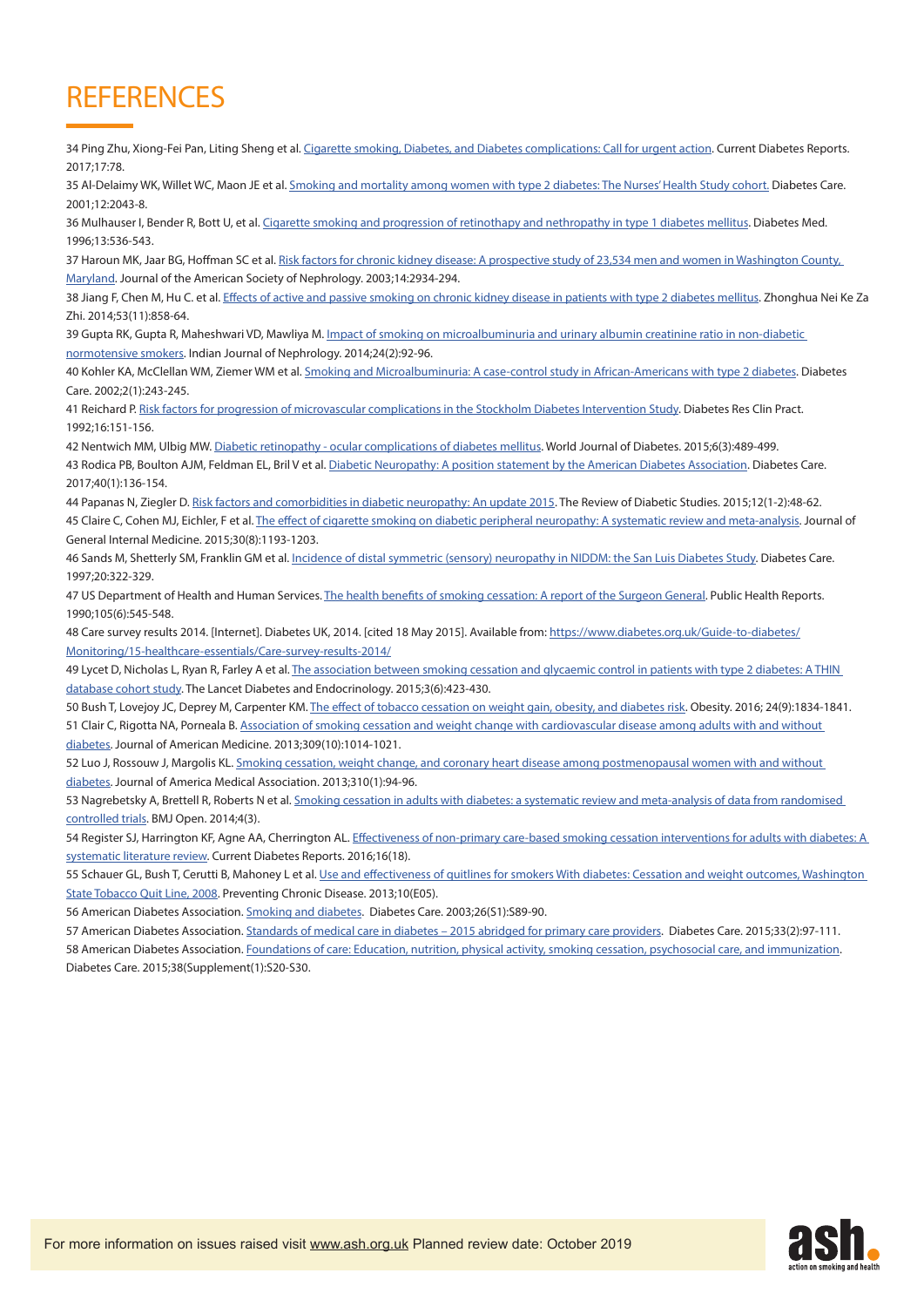# REFERENCES

34 Ping Zhu, Xiong-Fei Pan, Liting Sheng et al. Cigarette smoking, Diabetes, and Diabetes complications: Call for urgent action. Current Diabetes Reports. 2017;17:78.

35 Al-Delaimy WK, Willet WC, Maon JE et al. Smoking and mortality among women with type 2 diabetes: The Nurses' Health Study cohort. Diabetes Care. 2001;12:2043-8.

36 Mulhauser I, Bender R, Bott U, et al. Cigarette smoking and progression of retinothapy and nethropathy in type 1 diabetes mellitus. Diabetes Med. 1996;13:536-543.

37 Haroun MK, Jaar BG, Hoffman SC et al. Risk factors for chronic kidney disease: A prospective study of 23,534 men and women in Washington County, Maryland. Journal of the American Society of Nephrology. 2003;14:2934-294.

38 Jiang F, Chen M, Hu C. et al. Effects of active and passive smoking on chronic kidney disease in patients with type 2 diabetes mellitus. Zhonghua Nei Ke Za Zhi. 2014;53(11):858-64.

39 Gupta RK, Gupta R, Maheshwari VD, Mawliya M. Impact of smoking on microalbuminuria and urinary albumin creatinine ratio in non-diabetic normotensive smokers. Indian Journal of Nephrology. 2014;24(2):92-96.

40 Kohler KA, McClellan WM, Ziemer WM et al. Smoking and Microalbuminuria: A case-control study in African-Americans with type 2 diabetes. Diabetes Care. 2002;2(1):243-245.

41 Reichard P. Risk factors for progression of microvascular complications in the Stockholm Diabetes Intervention Study. Diabetes Res Clin Pract. 1992;16:151-156.

42 Nentwich MM, Ulbig MW. Diabetic retinopathy - ocular complications of diabetes mellitus. World Journal of Diabetes. 2015;6(3):489-499.

43 Rodica PB, Boulton AJM, Feldman EL, Bril V et al. Diabetic Neuropathy: A position statement by the American Diabetes Association. Diabetes Care. 2017;40(1):136-154.

44 Papanas N, Ziegler D. Risk factors and comorbidities in diabetic neuropathy: An update 2015. The Review of Diabetic Studies. 2015;12(1-2):48-62.

45 Claire C, Cohen MJ, Eichler, F et al. The effect of cigarette smoking on diabetic peripheral neuropathy: A systematic review and meta-analysis. Journal of General Internal Medicine. 2015;30(8):1193-1203.

46 Sands M, Shetterly SM, Franklin GM et al. Incidence of distal symmetric (sensory) neuropathy in NIDDM: the San Luis Diabetes Study. Diabetes Care. 1997;20:322-329.

47 US Department of Health and Human Services. The health benefits of smoking cessation: A report of the Surgeon General. Public Health Reports. 1990;105(6):545-548.

48 Care survey results 2014. [Internet]. Diabetes UK, 2014. [cited 18 May 2015]. Available from: https://www.diabetes.org.uk/Guide-to-diabetes/Monitoring/15-healthcare-essentials/Care-survey-results-2014/

49 Lycet D, Nicholas L, Ryan R, Farley A et al. The association between smoking cessation and glycaemic control in patients with type 2 diabetes: A THIN database cohort study. The Lancet Diabetes and Endocrinology. 2015;3(6):423-430.

50 Bush T, Lovejoy JC, Deprey M, Carpenter KM. The effect of tobacco cessation on weight gain, obesity, and diabetes risk. Obesity. 2016; 24(9):1834-1841.

51 Clair C, Rigotta NA, Porneala B. Association of smoking cessation and weight change with cardiovascular disease among adults with and without diabetes. Journal of American Medicine. 2013;309(10):1014-1021.

52 Luo J, Rossouw J, Margolis KL. Smoking cessation, weight change, and coronary heart disease among postmenopausal women with and without diabetes. Journal of America Medical Association. 2013;310(1):94-96.

53 Nagrebetsky A, Brettell R, Roberts N et al. Smoking cessation in adults with diabetes: a systematic review and meta-analysis of data from randomised controlled trials. BMJ Open. 2014;4(3).

54 Register SJ, Harrington KF, Agne AA, Cherrington AL. Effectiveness of non-primary care-based smoking cessation interventions for adults with diabetes: A systematic literature review. Current Diabetes Reports. 2016;16(18).

55 Schauer GL, Bush T, Cerutti B, Mahoney L et al. Use and effectiveness of quitlines for smokers With diabetes: Cessation and weight outcomes, Washington State Tobacco Quit Line, 2008. Preventing Chronic Disease. 2013;10(E05).

56 American Diabetes Association. Smoking and diabetes. Diabetes Care. 2003;26(S1):S89-90.

57 American Diabetes Association. Standards of medical care in diabetes – 2015 abridged for primary care providers. Diabetes Care. 2015;33(2):97-111.

58 American Diabetes Association. Foundations of care: Education, nutrition, physical activity, smoking cessation, psychosocial care, and immunization. Diabetes Care. 2015;38(Supplement(1):S20-S30.

For more information on issues raised visit www.ash.org.uk Planned review date: October 2019